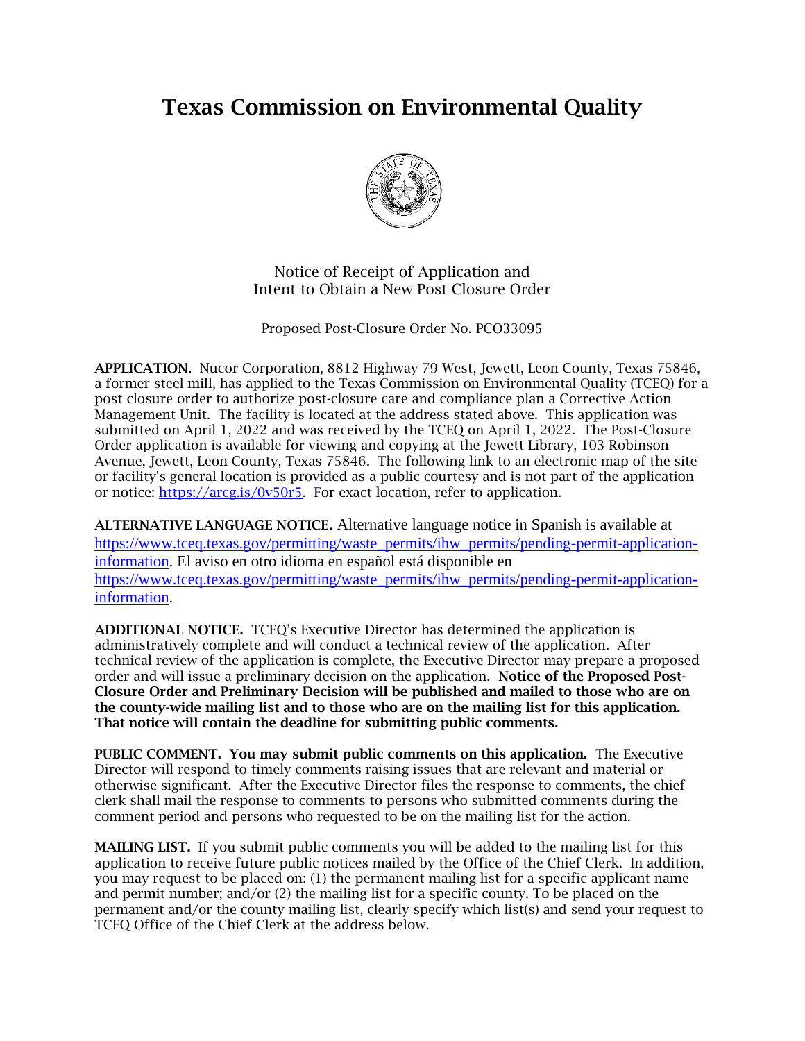# Texas Commission on Environmental Quality

Notice of Receipt of Application and
Intent to Obtain a New Post Closure Order

Proposed Post-Closure Order No. PCO33095

**APPLICATION.** Nucor Corporation, 8812 Highway 79 West, Jewett, Leon County, Texas 75846, a former steel mill, has applied to the Texas Commission on Environmental Quality (TCEQ) for a post closure order to authorize post-closure care and compliance plan a Corrective Action Management Unit. The facility is located at the address stated above. This application was submitted on April 1, 2022 and was received by the TCEQ on April 1, 2022. The Post-Closure Order application is available for viewing and copying at the Jewett Library, 103 Robinson Avenue, Jewett, Leon County, Texas 75846. The following link to an electronic map of the site or facility's general location is provided as a public courtesy and is not part of the application or notice: https://arcg.is/0v50r5. For exact location, refer to application.

**ALTERNATIVE LANGUAGE NOTICE.** Alternative language notice in Spanish is available at https://www.tceq.texas.gov/permitting/waste_permits/ihw_permits/pending-permit-application-information. El aviso en otro idioma en español está disponible en https://www.tceq.texas.gov/permitting/waste_permits/ihw_permits/pending-permit-application-information.

**ADDITIONAL NOTICE.** TCEQ's Executive Director has determined the application is administratively complete and will conduct a technical review of the application. After technical review of the application is complete, the Executive Director may prepare a proposed order and will issue a preliminary decision on the application. **Notice of the Proposed Post-Closure Order and Preliminary Decision will be published and mailed to those who are on the county-wide mailing list and to those who are on the mailing list for this application. That notice will contain the deadline for submitting public comments.**

**PUBLIC COMMENT. You may submit public comments on this application.** The Executive Director will respond to timely comments raising issues that are relevant and material or otherwise significant. After the Executive Director files the response to comments, the chief clerk shall mail the response to comments to persons who submitted comments during the comment period and persons who requested to be on the mailing list for the action.

**MAILING LIST.** If you submit public comments you will be added to the mailing list for this application to receive future public notices mailed by the Office of the Chief Clerk. In addition, you may request to be placed on: (1) the permanent mailing list for a specific applicant name and permit number; and/or (2) the mailing list for a specific county. To be placed on the permanent and/or the county mailing list, clearly specify which list(s) and send your request to TCEQ Office of the Chief Clerk at the address below.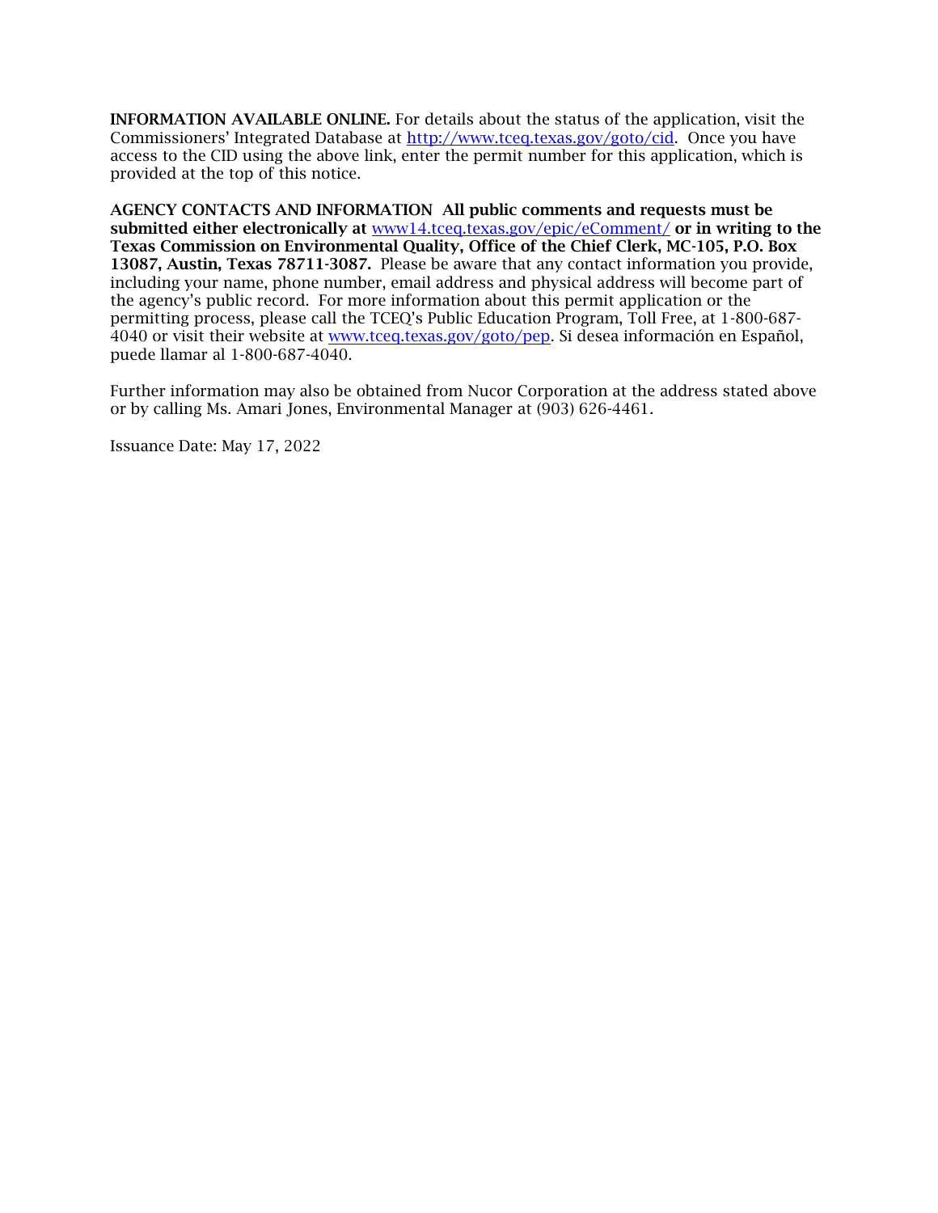**INFORMATION AVAILABLE ONLINE.** For details about the status of the application, visit the Commissioners' Integrated Database at http://www.tceq.texas.gov/goto/cid. Once you have access to the CID using the above link, enter the permit number for this application, which is provided at the top of this notice.

**AGENCY CONTACTS AND INFORMATION All public comments and requests must be submitted either electronically at www14.tceq.texas.gov/epic/eComment/ or in writing to the Texas Commission on Environmental Quality, Office of the Chief Clerk, MC-105, P.O. Box 13087, Austin, Texas 78711-3087.** Please be aware that any contact information you provide, including your name, phone number, email address and physical address will become part of the agency's public record. For more information about this permit application or the permitting process, please call the TCEQ's Public Education Program, Toll Free, at 1-800-687-4040 or visit their website at www.tceq.texas.gov/goto/pep. Si desea información en Español, puede llamar al 1-800-687-4040.

Further information may also be obtained from Nucor Corporation at the address stated above or by calling Ms. Amari Jones, Environmental Manager at (903) 626-4461.

Issuance Date: May 17, 2022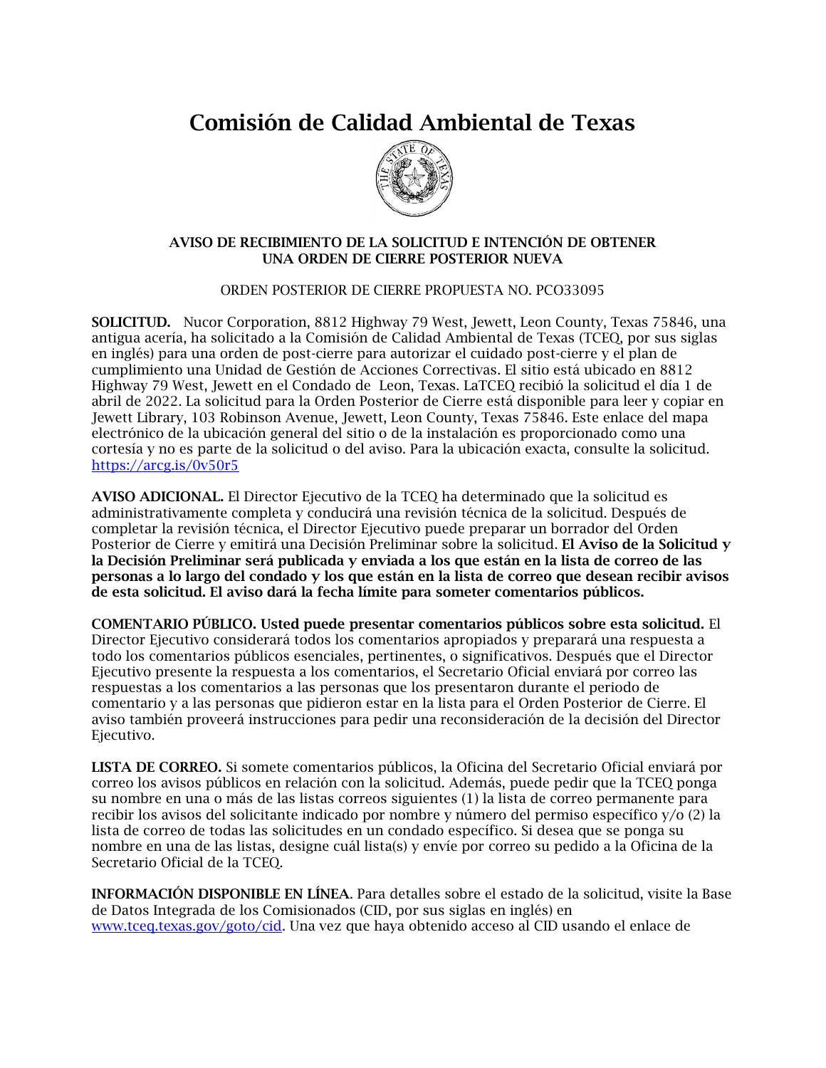# Comisión de Calidad Ambiental de Texas

**AVISO DE RECIBIMIENTO DE LA SOLICITUD E INTENCIÓN DE OBTENER UNA ORDEN DE CIERRE POSTERIOR NUEVA**

ORDEN POSTERIOR DE CIERRE PROPUESTA NO. PCO33095

**SOLICITUD.** Nucor Corporation, 8812 Highway 79 West, Jewett, Leon County, Texas 75846, una antigua acería, ha solicitado a la Comisión de Calidad Ambiental de Texas (TCEQ, por sus siglas en inglés) para una orden de post-cierre para autorizar el cuidado post-cierre y el plan de cumplimiento una Unidad de Gestión de Acciones Correctivas. El sitio está ubicado en 8812 Highway 79 West, Jewett en el Condado de Leon, Texas. LaTCEQ recibió la solicitud el día 1 de abril de 2022. La solicitud para la Orden Posterior de Cierre está disponible para leer y copiar en Jewett Library, 103 Robinson Avenue, Jewett, Leon County, Texas 75846. Este enlace del mapa electrónico de la ubicación general del sitio o de la instalación es proporcionado como una cortesía y no es parte de la solicitud o del aviso. Para la ubicación exacta, consulte la solicitud. https://arcg.is/0v50r5

**AVISO ADICIONAL.** El Director Ejecutivo de la TCEQ ha determinado que la solicitud es administrativamente completa y conducirá una revisión técnica de la solicitud. Después de completar la revisión técnica, el Director Ejecutivo puede preparar un borrador del Orden Posterior de Cierre y emitirá una Decisión Preliminar sobre la solicitud. **El Aviso de la Solicitud y la Decisión Preliminar será publicada y enviada a los que están en la lista de correo de las personas a lo largo del condado y los que están en la lista de correo que desean recibir avisos de esta solicitud. El aviso dará la fecha límite para someter comentarios públicos.**

**COMENTARIO PÚBLICO. Usted puede presentar comentarios públicos sobre esta solicitud.** El Director Ejecutivo considerará todos los comentarios apropiados y preparará una respuesta a todo los comentarios públicos esenciales, pertinentes, o significativos. Después que el Director Ejecutivo presente la respuesta a los comentarios, el Secretario Oficial enviará por correo las respuestas a los comentarios a las personas que los presentaron durante el periodo de comentario y a las personas que pidieron estar en la lista para el Orden Posterior de Cierre. El aviso también proveerá instrucciones para pedir una reconsideración de la decisión del Director Ejecutivo.

**LISTA DE CORREO.** Si somete comentarios públicos, la Oficina del Secretario Oficial enviará por correo los avisos públicos en relación con la solicitud. Además, puede pedir que la TCEQ ponga su nombre en una o más de las listas correos siguientes (1) la lista de correo permanente para recibir los avisos del solicitante indicado por nombre y número del permiso específico y/o (2) la lista de correo de todas las solicitudes en un condado específico. Si desea que se ponga su nombre en una de las listas, designe cuál lista(s) y envíe por correo su pedido a la Oficina de la Secretario Oficial de la TCEQ.

**INFORMACIÓN DISPONIBLE EN LÍNEA**. Para detalles sobre el estado de la solicitud, visite la Base de Datos Integrada de los Comisionados (CID, por sus siglas en inglés) en www.tceq.texas.gov/goto/cid. Una vez que haya obtenido acceso al CID usando el enlace de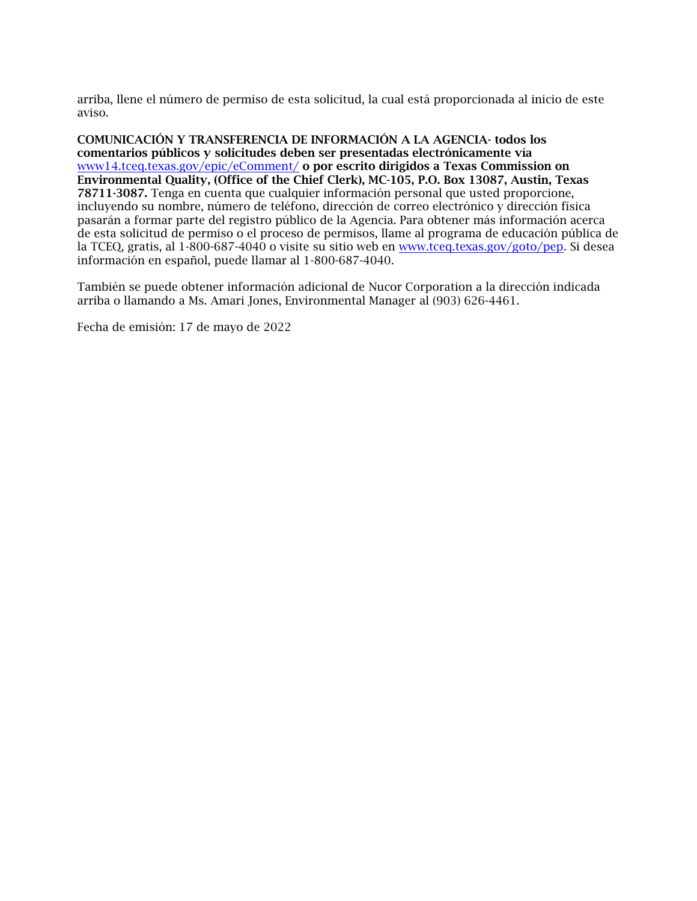arriba, llene el número de permiso de esta solicitud, la cual está proporcionada al inicio de este aviso.

**COMUNICACIÓN Y TRANSFERENCIA DE INFORMACIÓN A LA AGENCIA- todos los comentarios públicos y solicitudes deben ser presentadas electrónicamente vía** [www14.tceq.texas.gov/epic/eComment/](www14.tceq.texas.gov/epic/eComment/) **o por escrito dirigidos a Texas Commission on Environmental Quality, (Office of the Chief Clerk), MC-105, P.O. Box 13087, Austin, Texas 78711-3087.** Tenga en cuenta que cualquier información personal que usted proporcione, incluyendo su nombre, número de teléfono, dirección de correo electrónico y dirección física pasarán a formar parte del registro público de la Agencia. Para obtener más información acerca de esta solicitud de permiso o el proceso de permisos, llame al programa de educación pública de la TCEQ, gratis, al 1-800-687-4040 o visite su sitio web en [www.tceq.texas.gov/goto/pep](www.tceq.texas.gov/goto/pep). Si desea información en español, puede llamar al 1-800-687-4040.

También se puede obtener información adicional de Nucor Corporation a la dirección indicada arriba o llamando a Ms. Amari Jones, Environmental Manager al (903) 626-4461.

Fecha de emisión: 17 de mayo de 2022